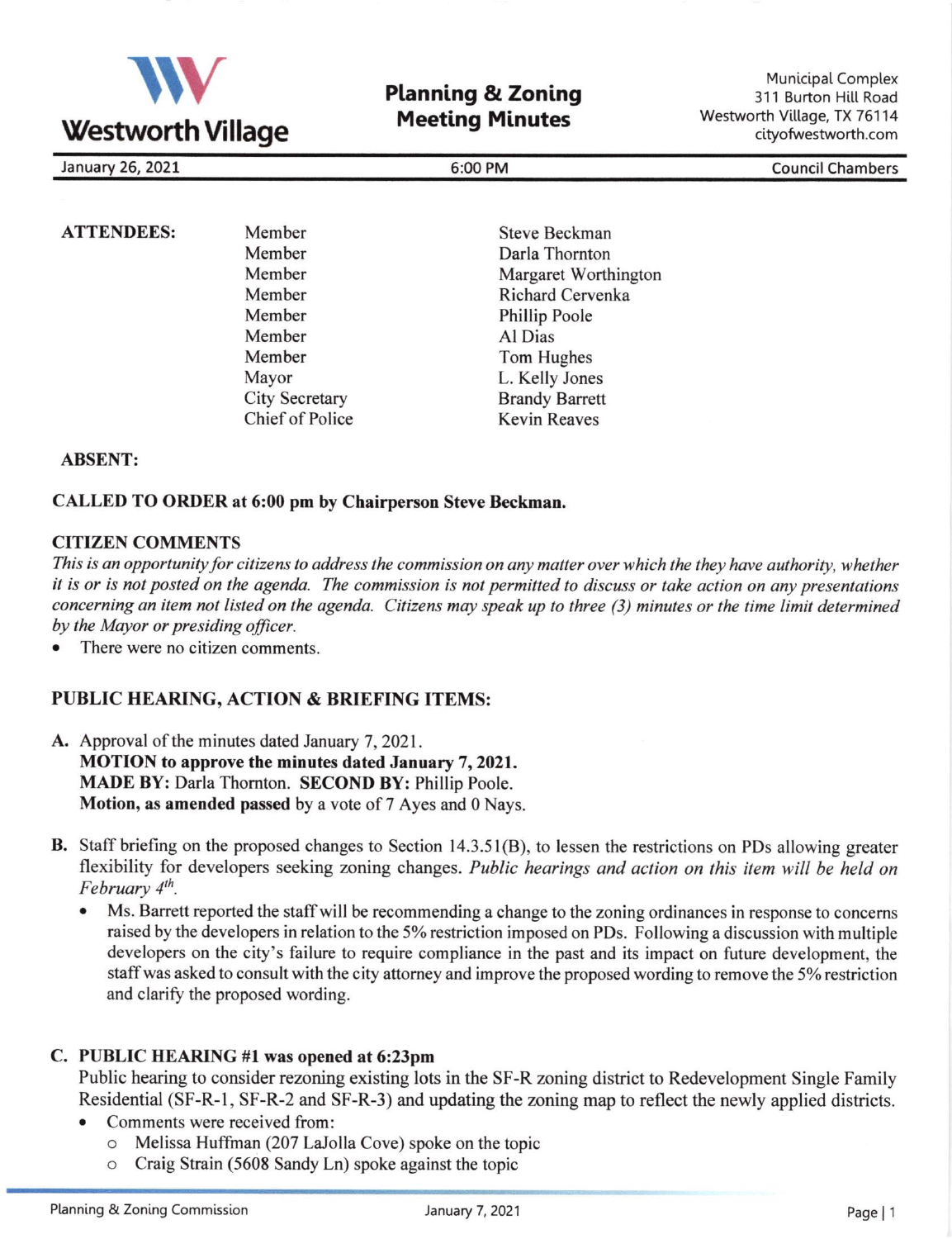# Westworth Village

## Planning & Zoning Meeting Minutes

Municipal Complex
311 Burton Hill Road
Westworth Village, TX 76114
cityofwestworth.com

January 26, 2021 | 6:00 PM | Council Chambers

**ATTENDEES:**

| | |
|---|---|
| Member | Steve Beckman |
| Member | Darla Thornton |
| Member | Margaret Worthington |
| Member | Richard Cervenka |
| Member | Phillip Poole |
| Member | Al Dias |
| Member | Tom Hughes |
| Mayor | L. Kelly Jones |
| City Secretary | Brandy Barrett |
| Chief of Police | Kevin Reaves |

**ABSENT:**

**CALLED TO ORDER at 6:00 pm by Chairperson Steve Beckman.**

**CITIZEN COMMENTS**

*This is an opportunity for citizens to address the commission on any matter over which the they have authority, whether it is or is not posted on the agenda. The commission is not permitted to discuss or take action on any presentations concerning an item not listed on the agenda. Citizens may speak up to three (3) minutes or the time limit determined by the Mayor or presiding officer.*

- There were no citizen comments.

**PUBLIC HEARING, ACTION & BRIEFING ITEMS:**

**A.** Approval of the minutes dated January 7, 2021.
**MOTION to approve the minutes dated January 7, 2021.**
**MADE BY:** Darla Thornton. **SECOND BY:** Phillip Poole.
**Motion, as amended passed** by a vote of 7 Ayes and 0 Nays.

**B.** Staff briefing on the proposed changes to Section 14.3.51(B), to lessen the restrictions on PDs allowing greater flexibility for developers seeking zoning changes. *Public hearings and action on this item will be held on February 4th.*

- Ms. Barrett reported the staff will be recommending a change to the zoning ordinances in response to concerns raised by the developers in relation to the 5% restriction imposed on PDs. Following a discussion with multiple developers on the city's failure to require compliance in the past and its impact on future development, the staff was asked to consult with the city attorney and improve the proposed wording to remove the 5% restriction and clarify the proposed wording.

**C. PUBLIC HEARING #1 was opened at 6:23pm**
Public hearing to consider rezoning existing lots in the SF-R zoning district to Redevelopment Single Family Residential (SF-R-1, SF-R-2 and SF-R-3) and updating the zoning map to reflect the newly applied districts.

- Comments were received from:
  - Melissa Huffman (207 LaJolla Cove) spoke on the topic
  - Craig Strain (5608 Sandy Ln) spoke against the topic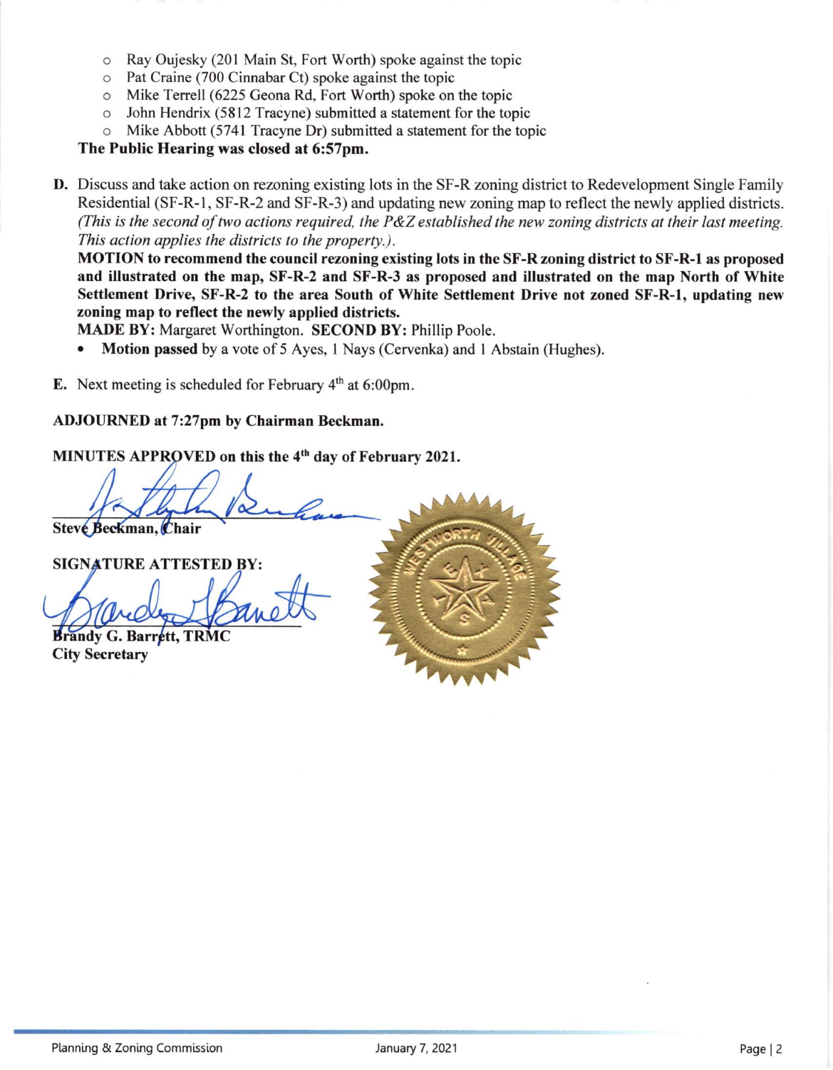- Ray Oujesky (201 Main St, Fort Worth) spoke against the topic
- Pat Craine (700 Cinnabar Ct) spoke against the topic
- Mike Terrell (6225 Geona Rd, Fort Worth) spoke on the topic
- John Hendrix (5812 Tracyne) submitted a statement for the topic
- Mike Abbott (5741 Tracyne Dr) submitted a statement for the topic

**The Public Hearing was closed at 6:57pm.**

**D.** Discuss and take action on rezoning existing lots in the SF-R zoning district to Redevelopment Single Family Residential (SF-R-1, SF-R-2 and SF-R-3) and updating new zoning map to reflect the newly applied districts. *(This is the second of two actions required, the P&Z established the new zoning districts at their last meeting. This action applies the districts to the property.).*

**MOTION to recommend the council rezoning existing lots in the SF-R zoning district to SF-R-1 as proposed and illustrated on the map, SF-R-2 and SF-R-3 as proposed and illustrated on the map North of White Settlement Drive, SF-R-2 to the area South of White Settlement Drive not zoned SF-R-1, updating new zoning map to reflect the newly applied districts.**

**MADE BY:** Margaret Worthington. **SECOND BY:** Phillip Poole.

- **Motion passed** by a vote of 5 Ayes, 1 Nays (Cervenka) and 1 Abstain (Hughes).

**E.** Next meeting is scheduled for February 4th at 6:00pm.

**ADJOURNED at 7:27pm by Chairman Beckman.**

**MINUTES APPROVED on this the 4th day of February 2021.**

**Steve Beckman, Chair**

**SIGNATURE ATTESTED BY:**

**Brandy G. Barrett, TRMC**
**City Secretary**